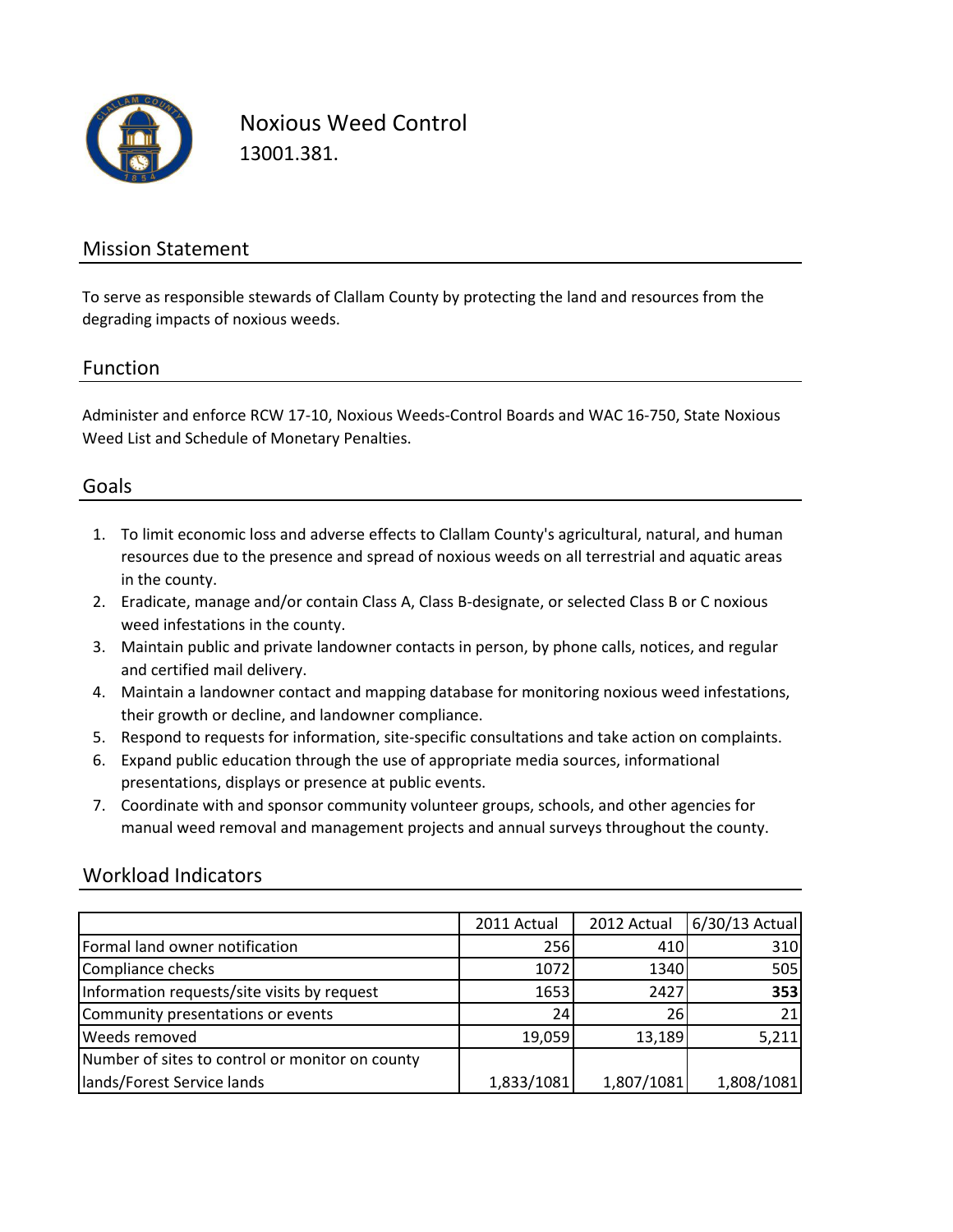# Noxious Weed Control

13001.381.

## Mission Statement

To serve as responsible stewards of Clallam County by protecting the land and resources from the degrading impacts of noxious weeds.

## Function

Administer and enforce RCW 17-10, Noxious Weeds-Control Boards and WAC 16-750, State Noxious Weed List and Schedule of Monetary Penalties.

## Goals

1. To limit economic loss and adverse effects to Clallam County's agricultural, natural, and human resources due to the presence and spread of noxious weeds on all terrestrial and aquatic areas in the county.
2. Eradicate, manage and/or contain Class A, Class B-designate, or selected Class B or C noxious weed infestations in the county.
3. Maintain public and private landowner contacts in person, by phone calls, notices, and regular and certified mail delivery.
4. Maintain a landowner contact and mapping database for monitoring noxious weed infestations, their growth or decline, and landowner compliance.
5. Respond to requests for information, site-specific consultations and take action on complaints.
6. Expand public education through the use of appropriate media sources, informational presentations, displays or presence at public events.
7. Coordinate with and sponsor community volunteer groups, schools, and other agencies for manual weed removal and management projects and annual surveys throughout the county.

## Workload Indicators

| | 2011 Actual | 2012 Actual | 6/30/13 Actual |
|---|---|---|---|
| Formal land owner notification | 256 | 410 | 310 |
| Compliance checks | 1072 | 1340 | 505 |
| Information requests/site visits by request | 1653 | 2427 | **353** |
| Community presentations or events | 24 | 26 | 21 |
| Weeds removed | 19,059 | 13,189 | 5,211 |
| Number of sites to control or monitor on county lands/Forest Service lands | 1,833/1081 | 1,807/1081 | 1,808/1081 |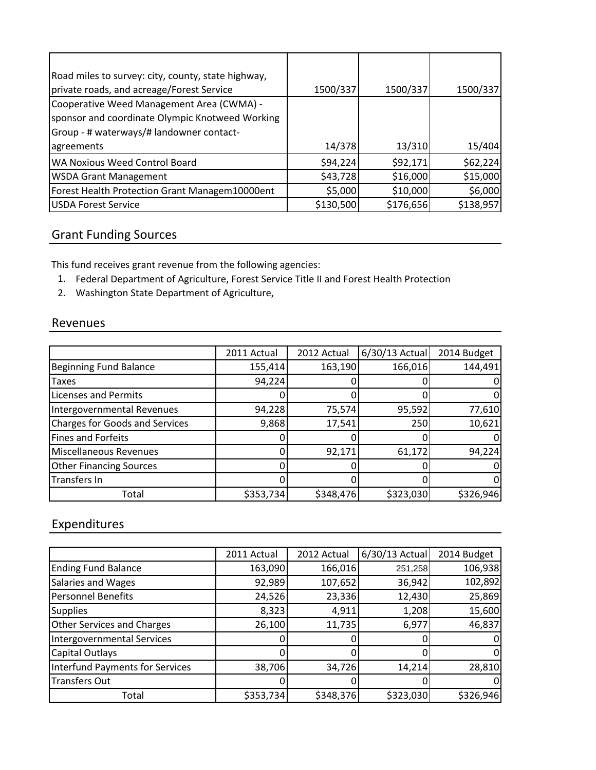| | | | |
|---|---|---|---|
| Road miles to survey: city, county, state highway, private roads, and acreage/Forest Service | 1500/337 | 1500/337 | 1500/337 |
| Cooperative Weed Management Area (CWMA) - sponsor and coordinate Olympic Knotweed Working Group - # waterways/# landowner contact-agreements | 14/378 | 13/310 | 15/404 |
| WA Noxious Weed Control Board | $94,224 | $92,171 | $62,224 |
| WSDA Grant Management | $43,728 | $16,000 | $15,000 |
| Forest Health Protection Grant Managem10000ent | $5,000 | $10,000 | $6,000 |
| USDA Forest Service | $130,500 | $176,656 | $138,957 |

## Grant Funding Sources

This fund receives grant revenue from the following agencies:

1. Federal Department of Agriculture, Forest Service Title II and Forest Health Protection
2. Washington State Department of Agriculture,

## Revenues

| | 2011 Actual | 2012 Actual | 6/30/13 Actual | 2014 Budget |
|---|---|---|---|---|
| Beginning Fund Balance | 155,414 | 163,190 | 166,016 | 144,491 |
| Taxes | 94,224 | 0 | 0 | 0 |
| Licenses and Permits | 0 | 0 | 0 | 0 |
| Intergovernmental Revenues | 94,228 | 75,574 | 95,592 | 77,610 |
| Charges for Goods and Services | 9,868 | 17,541 | 250 | 10,621 |
| Fines and Forfeits | 0 | 0 | 0 | 0 |
| Miscellaneous Revenues | 0 | 92,171 | 61,172 | 94,224 |
| Other Financing Sources | 0 | 0 | 0 | 0 |
| Transfers In | 0 | 0 | 0 | 0 |
| Total | $353,734 | $348,476 | $323,030 | $326,946 |

## Expenditures

| | 2011 Actual | 2012 Actual | 6/30/13 Actual | 2014 Budget |
|---|---|---|---|---|
| Ending Fund Balance | 163,090 | 166,016 | 251,258 | 106,938 |
| Salaries and Wages | 92,989 | 107,652 | 36,942 | 102,892 |
| Personnel Benefits | 24,526 | 23,336 | 12,430 | 25,869 |
| Supplies | 8,323 | 4,911 | 1,208 | 15,600 |
| Other Services and Charges | 26,100 | 11,735 | 6,977 | 46,837 |
| Intergovernmental Services | 0 | 0 | 0 | 0 |
| Capital Outlays | 0 | 0 | 0 | 0 |
| Interfund Payments for Services | 38,706 | 34,726 | 14,214 | 28,810 |
| Transfers Out | 0 | 0 | 0 | 0 |
| Total | $353,734 | $348,376 | $323,030 | $326,946 |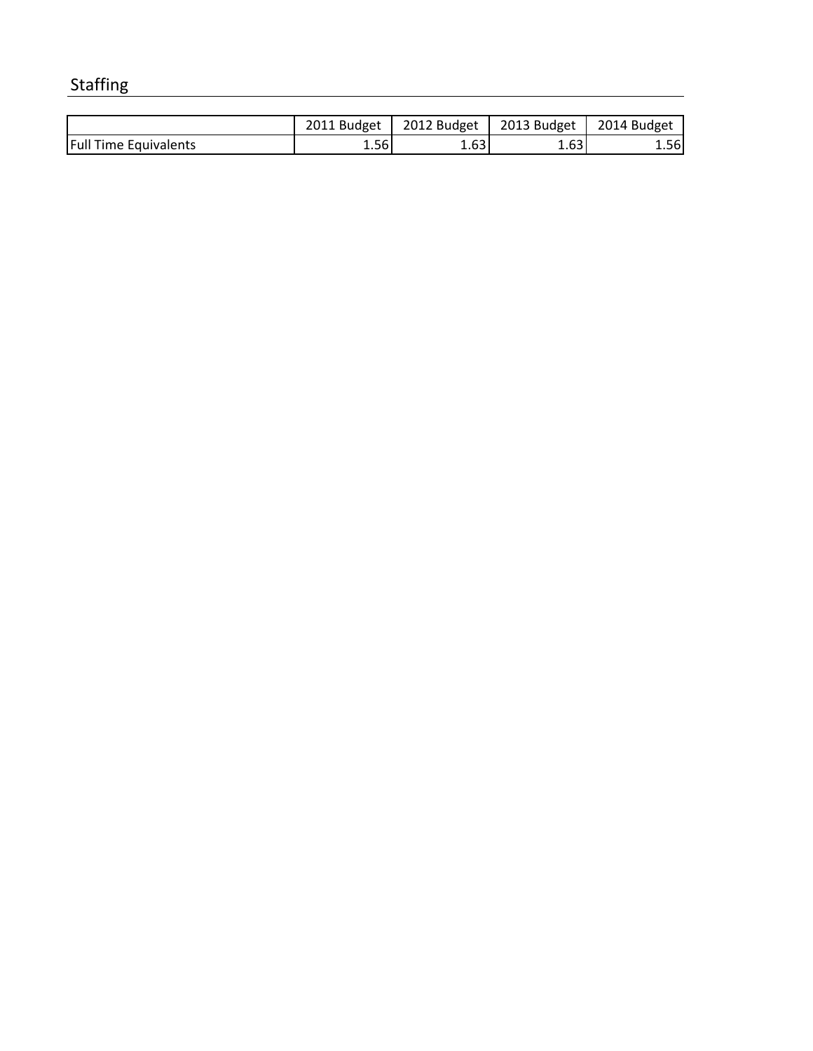## Staffing

| | 2011 Budget | 2012 Budget | 2013 Budget | 2014 Budget |
|---|---|---|---|---|
| Full Time Equivalents | 1.56 | 1.63 | 1.63 | 1.56 |